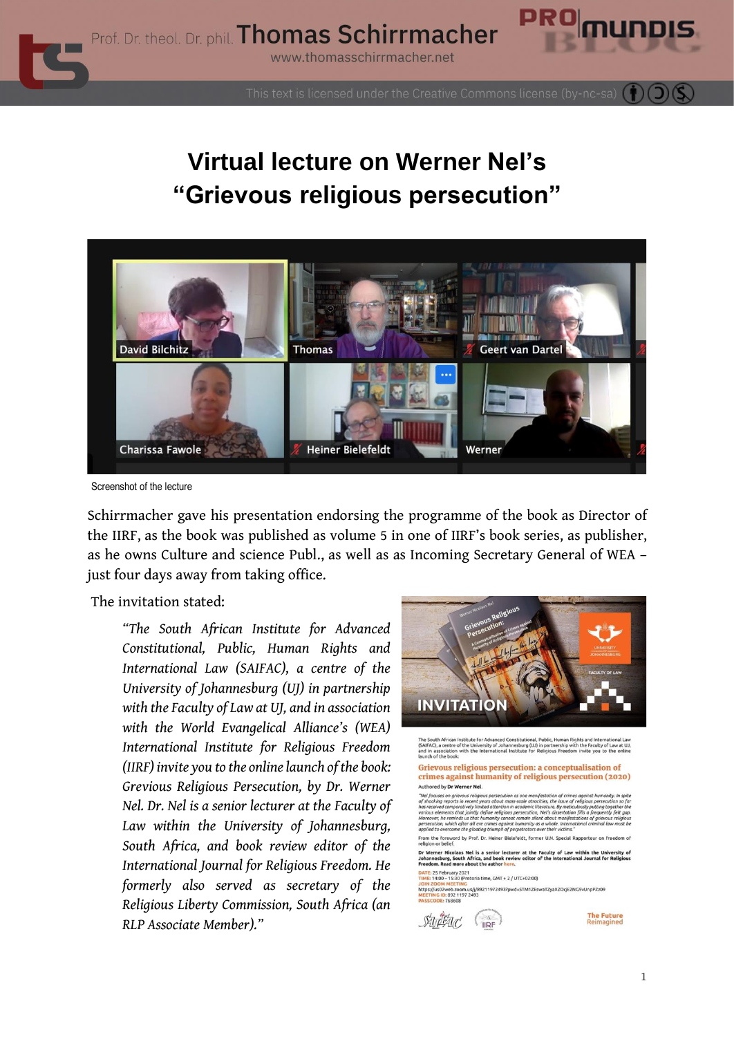# Virtual lecture on Werner Nel's "Grievous religious persecution"

Screenshot of the lecture

Schirrmacher gave his presentation endorsing the programme of the book as Director of the IIRF, as the book was published as volume 5 in one of IIRF's book series, as publisher, as he owns Culture and science Publ., as well as as Incoming Secretary General of WEA – just four days away from taking office.

The invitation stated:

> *"The South African Institute for Advanced Constitutional, Public, Human Rights and International Law (SAIFAC), a centre of the University of Johannesburg (UJ) in partnership with the Faculty of Law at UJ, and in association with the World Evangelical Alliance's (WEA) International Institute for Religious Freedom (IIRF) invite you to the online launch of the book: Grevious Religious Persecution, by Dr. Werner Nel. Dr. Nel is a senior lecturer at the Faculty of Law within the University of Johannesburg, South Africa, and book review editor of the International Journal for Religious Freedom. He formerly also served as secretary of the Religious Liberty Commission, South Africa (an RLP Associate Member)."*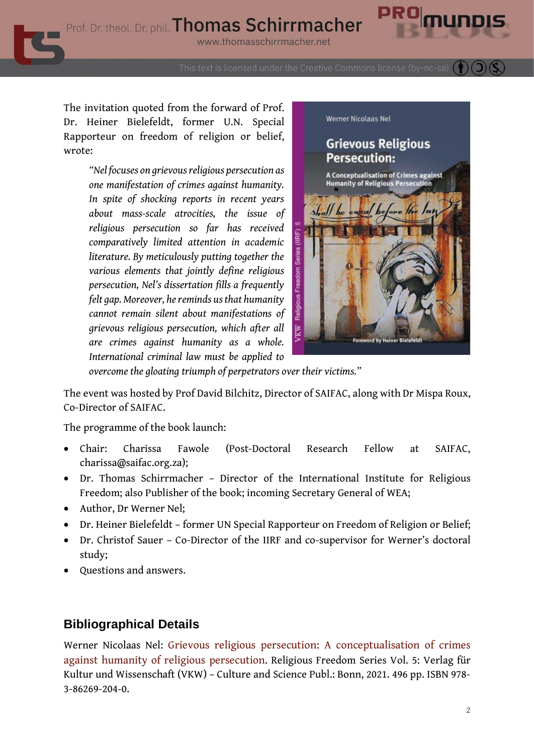The invitation quoted from the forward of Prof. Dr. Heiner Bielefeldt, former U.N. Special Rapporteur on freedom of religion or belief, wrote:

> *"Nel focuses on grievous religious persecution as one manifestation of crimes against humanity. In spite of shocking reports in recent years about mass-scale atrocities, the issue of religious persecution so far has received comparatively limited attention in academic literature. By meticulously putting together the various elements that jointly define religious persecution, Nel's dissertation fills a frequently felt gap. Moreover, he reminds us that humanity cannot remain silent about manifestations of grievous religious persecution, which after all are crimes against humanity as a whole. International criminal law must be applied to overcome the gloating triumph of perpetrators over their victims."*

The event was hosted by Prof David Bilchitz, Director of SAIFAC, along with Dr Mispa Roux, Co-Director of SAIFAC.

The programme of the book launch:

- Chair: Charissa Fawole (Post-Doctoral Research Fellow at SAIFAC, charissa@saifac.org.za);
- Dr. Thomas Schirrmacher – Director of the International Institute for Religious Freedom; also Publisher of the book; incoming Secretary General of WEA;
- Author, Dr Werner Nel;
- Dr. Heiner Bielefeldt – former UN Special Rapporteur on Freedom of Religion or Belief;
- Dr. Christof Sauer – Co-Director of the IIRF and co-supervisor for Werner's doctoral study;
- Questions and answers.

## Bibliographical Details

Werner Nicolaas Nel: Grievous religious persecution: A conceptualisation of crimes against humanity of religious persecution. Religious Freedom Series Vol. 5: Verlag für Kultur und Wissenschaft (VKW) – Culture and Science Publ.: Bonn, 2021. 496 pp. ISBN 978-3-86269-204-0.